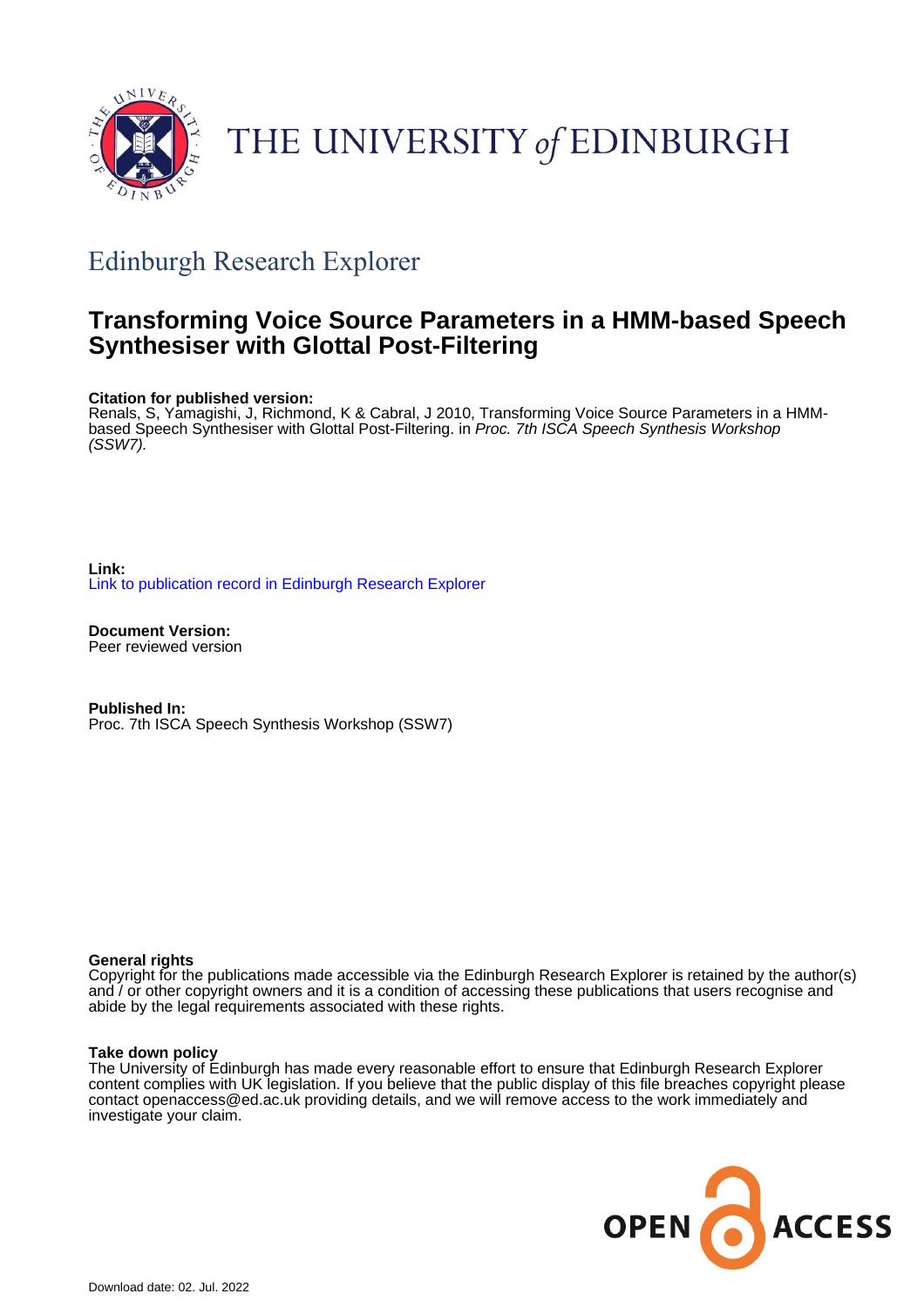THE UNIVERSITY *of* EDINBURGH

## Edinburgh Research Explorer

# Transforming Voice Source Parameters in a HMM-based Speech Synthesiser with Glottal Post-Filtering

**Citation for published version:**
Renals, S, Yamagishi, J, Richmond, K & Cabral, J 2010, Transforming Voice Source Parameters in a HMM-based Speech Synthesiser with Glottal Post-Filtering. in *Proc. 7th ISCA Speech Synthesis Workshop (SSW7).*

**Link:**
Link to publication record in Edinburgh Research Explorer

**Document Version:**
Peer reviewed version

**Published In:**
Proc. 7th ISCA Speech Synthesis Workshop (SSW7)

**General rights**
Copyright for the publications made accessible via the Edinburgh Research Explorer is retained by the author(s) and / or other copyright owners and it is a condition of accessing these publications that users recognise and abide by the legal requirements associated with these rights.

**Take down policy**
The University of Edinburgh has made every reasonable effort to ensure that Edinburgh Research Explorer content complies with UK legislation. If you believe that the public display of this file breaches copyright please contact openaccess@ed.ac.uk providing details, and we will remove access to the work immediately and investigate your claim.

OPEN ACCESS

Download date: 02. Jul. 2022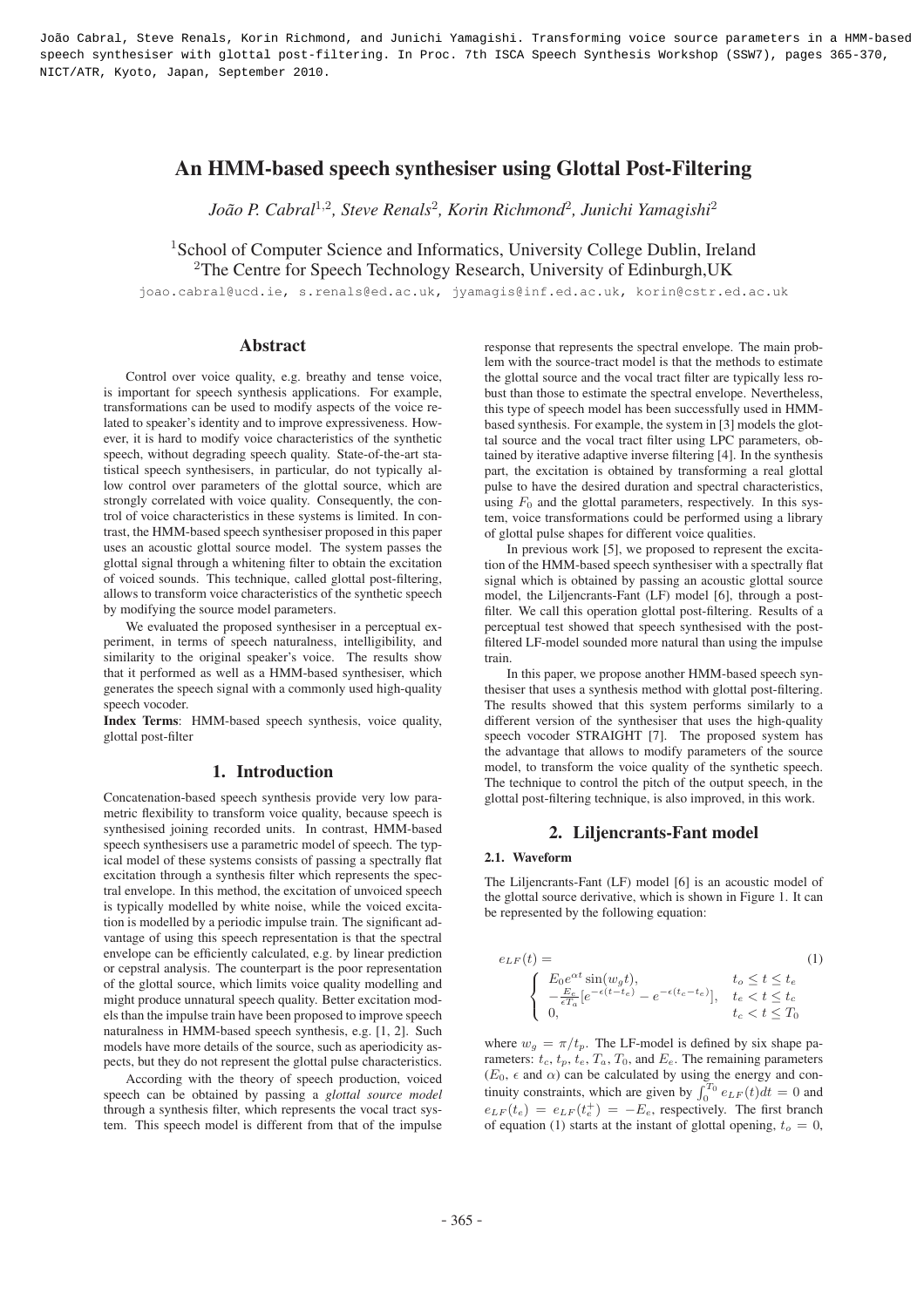João Cabral, Steve Renals, Korin Richmond, and Junichi Yamagishi. Transforming voice source parameters in a HMM-based speech synthesiser with glottal post-filtering. In Proc. 7th ISCA Speech Synthesis Workshop (SSW7), pages 365-370, NICT/ATR, Kyoto, Japan, September 2010.

# An HMM-based speech synthesiser using Glottal Post-Filtering

*João P. Cabral[1,2], Steve Renals[2], Korin Richmond[2], Junichi Yamagishi[2]*

[1]School of Computer Science and Informatics, University College Dublin, Ireland
[2]The Centre for Speech Technology Research, University of Edinburgh,UK

joao.cabral@ucd.ie, s.renals@ed.ac.uk, jyamagis@inf.ed.ac.uk, korin@cstr.ed.ac.uk

## Abstract

Control over voice quality, e.g. breathy and tense voice, is important for speech synthesis applications. For example, transformations can be used to modify aspects of the voice related to speaker's identity and to improve expressiveness. However, it is hard to modify voice characteristics of the synthetic speech, without degrading speech quality. State-of-the-art statistical speech synthesisers, in particular, do not typically allow control over parameters of the glottal source, which are strongly correlated with voice quality. Consequently, the control of voice characteristics in these systems is limited. In contrast, the HMM-based speech synthesiser proposed in this paper uses an acoustic glottal source model. The system passes the glottal signal through a whitening filter to obtain the excitation of voiced sounds. This technique, called glottal post-filtering, allows to transform voice characteristics of the synthetic speech by modifying the source model parameters.

We evaluated the proposed synthesiser in a perceptual experiment, in terms of speech naturalness, intelligibility, and similarity to the original speaker's voice. The results show that it performed as well as a HMM-based synthesiser, which generates the speech signal with a commonly used high-quality speech vocoder.

**Index Terms**: HMM-based speech synthesis, voice quality, glottal post-filter

## 1. Introduction

Concatenation-based speech synthesis provide very low parametric flexibility to transform voice quality, because speech is synthesised joining recorded units. In contrast, HMM-based speech synthesisers use a parametric model of speech. The typical model of these systems consists of passing a spectrally flat excitation through a synthesis filter which represents the spectral envelope. In this method, the excitation of unvoiced speech is typically modelled by white noise, while the voiced excitation is modelled by a periodic impulse train. The significant advantage of using this speech representation is that the spectral envelope can be efficiently calculated, e.g. by linear prediction or cepstral analysis. The counterpart is the poor representation of the glottal source, which limits voice quality modelling and might produce unnatural speech quality. Better excitation models than the impulse train have been proposed to improve speech naturalness in HMM-based speech synthesis, e.g. [1, 2]. Such models have more details of the source, such as aperiodicity aspects, but they do not represent the glottal pulse characteristics.

According with the theory of speech production, voiced speech can be obtained by passing a *glottal source model* through a synthesis filter, which represents the vocal tract system. This speech model is different from that of the impulse response that represents the spectral envelope. The main problem with the source-tract model is that the methods to estimate the glottal source and the vocal tract filter are typically less robust than those to estimate the spectral envelope. Nevertheless, this type of speech model has been successfully used in HMM-based synthesis. For example, the system in [3] models the glottal source and the vocal tract filter using LPC parameters, obtained by iterative adaptive inverse filtering [4]. In the synthesis part, the excitation is obtained by transforming a real glottal pulse to have the desired duration and spectral characteristics, using $F_0$ and the glottal parameters, respectively. In this system, voice transformations could be performed using a library of glottal pulse shapes for different voice qualities.

In previous work [5], we proposed to represent the excitation of the HMM-based speech synthesiser with a spectrally flat signal which is obtained by passing an acoustic glottal source model, the Liljencrants-Fant (LF) model [6], through a post-filter. We call this operation glottal post-filtering. Results of a perceptual test showed that speech synthesised with the post-filtered LF-model sounded more natural than using the impulse train.

In this paper, we propose another HMM-based speech synthesiser that uses a synthesis method with glottal post-filtering. The results showed that this system performs similarly to a different version of the synthesiser that uses the high-quality speech vocoder STRAIGHT [7]. The proposed system has the advantage that allows to modify parameters of the source model, to transform the voice quality of the synthetic speech. The technique to control the pitch of the output speech, in the glottal post-filtering technique, is also improved, in this work.

## 2. Liljencrants-Fant model

### 2.1. Waveform

The Liljencrants-Fant (LF) model [6] is an acoustic model of the glottal source derivative, which is shown in Figure 1. It can be represented by the following equation:

$$e_{LF}(t) = \begin{cases} E_0 e^{\alpha t}\sin(w_g t), & t_o \le t \le t_e \\ -\frac{E_e}{\epsilon T_a}[e^{-\epsilon(t-t_e)} - e^{-\epsilon(t_c-t_e)}], & t_e < t \le t_c \\ 0, & t_c < t \le T_0 \end{cases} \tag{1}$$

where $w_g = \pi/t_p$. The LF-model is defined by six shape parameters: $t_c$, $t_p$, $t_e$, $T_a$, $T_0$, and $E_e$. The remaining parameters ($E_0$, $\epsilon$ and $\alpha$) can be calculated by using the energy and continuity constraints, which are given by $\int_0^{T_0} e_{LF}(t)dt = 0$ and $e_{LF}(t_e) = e_{LF}(t_e^+) = -E_e$, respectively. The first branch of equation (1) starts at the instant of glottal opening, $t_o = 0$,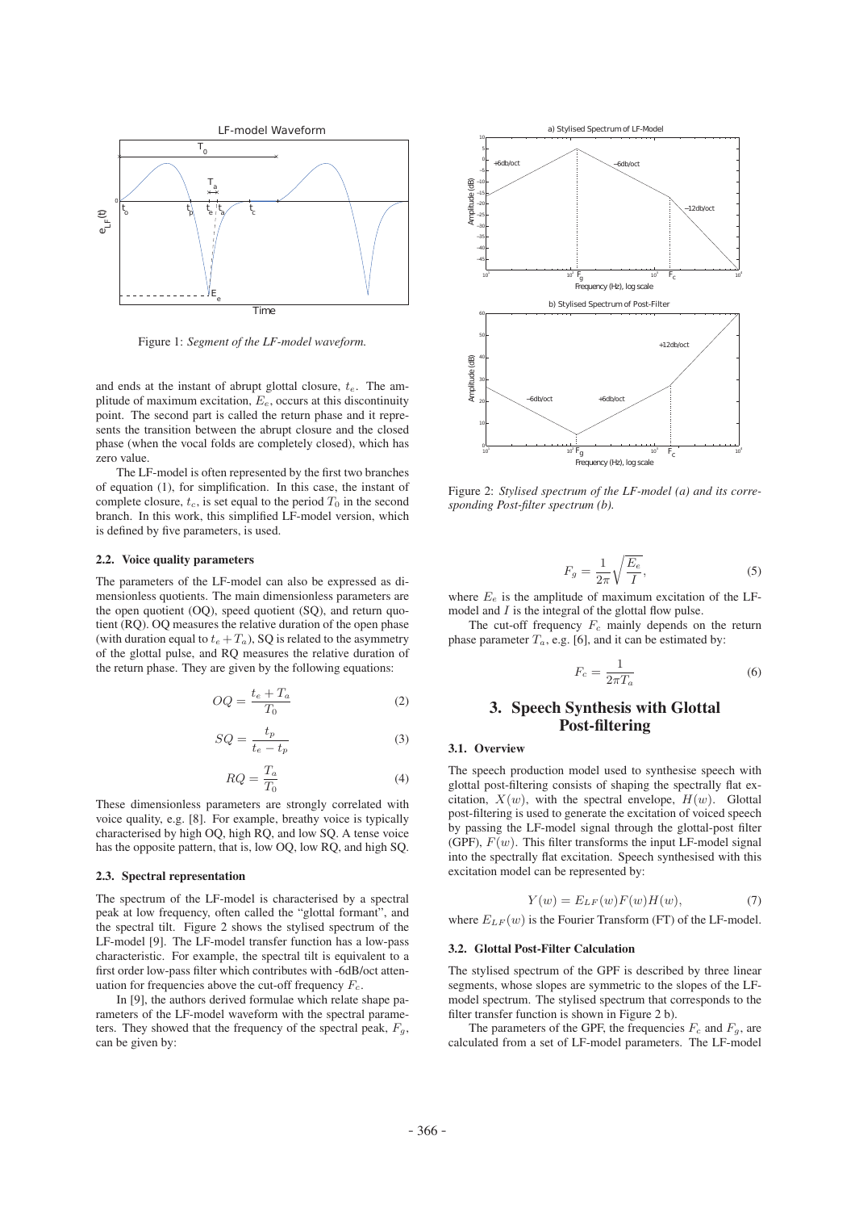Figure 1: *Segment of the LF-model waveform.*

and ends at the instant of abrupt glottal closure, $t_e$. The amplitude of maximum excitation, $E_e$, occurs at this discontinuity point. The second part is called the return phase and it represents the transition between the abrupt closure and the closed phase (when the vocal folds are completely closed), which has zero value.

The LF-model is often represented by the first two branches of equation (1), for simplification. In this case, the instant of complete closure, $t_c$, is set equal to the period $T_0$ in the second branch. In this work, this simplified LF-model version, which is defined by five parameters, is used.

### 2.2. Voice quality parameters

The parameters of the LF-model can also be expressed as dimensionless quotients. The main dimensionless parameters are the open quotient (OQ), speed quotient (SQ), and return quotient (RQ). OQ measures the relative duration of the open phase (with duration equal to $t_e + T_a$), SQ is related to the asymmetry of the glottal pulse, and RQ measures the relative duration of the return phase. They are given by the following equations:

$$OQ = \frac{t_e + T_a}{T_0} \tag{2}$$

$$SQ = \frac{t_p}{t_e - t_p} \tag{3}$$

$$RQ = \frac{T_a}{T_0} \tag{4}$$

These dimensionless parameters are strongly correlated with voice quality, e.g. [8]. For example, breathy voice is typically characterised by high OQ, high RQ, and low SQ. A tense voice has the opposite pattern, that is, low OQ, low RQ, and high SQ.

### 2.3. Spectral representation

The spectrum of the LF-model is characterised by a spectral peak at low frequency, often called the "glottal formant", and the spectral tilt. Figure 2 shows the stylised spectrum of the LF-model [9]. The LF-model transfer function has a low-pass characteristic. For example, the spectral tilt is equivalent to a first order low-pass filter which contributes with -6dB/oct attenuation for frequencies above the cut-off frequency $F_c$.

In [9], the authors derived formulae which relate shape parameters of the LF-model waveform with the spectral parameters. They showed that the frequency of the spectral peak, $F_g$, can be given by:

Figure 2: *Stylised spectrum of the LF-model (a) and its corresponding Post-filter spectrum (b).*

$$F_g = \frac{1}{2\pi}\sqrt{\frac{E_e}{I}}, \tag{5}$$

where $E_e$ is the amplitude of maximum excitation of the LF-model and $I$ is the integral of the glottal flow pulse.

The cut-off frequency $F_c$ mainly depends on the return phase parameter $T_a$, e.g. [6], and it can be estimated by:

$$F_c = \frac{1}{2\pi T_a} \tag{6}$$

## 3. Speech Synthesis with Glottal Post-filtering

### 3.1. Overview

The speech production model used to synthesise speech with glottal post-filtering consists of shaping the spectrally flat excitation, $X(w)$, with the spectral envelope, $H(w)$. Glottal post-filtering is used to generate the excitation of voiced speech by passing the LF-model signal through the glottal-post filter (GPF), $F(w)$. This filter transforms the input LF-model signal into the spectrally flat excitation. Speech synthesised with this excitation model can be represented by:

$$Y(w) = E_{LF}(w)F(w)H(w), \tag{7}$$

where $E_{LF}(w)$ is the Fourier Transform (FT) of the LF-model.

### 3.2. Glottal Post-Filter Calculation

The stylised spectrum of the GPF is described by three linear segments, whose slopes are symmetric to the slopes of the LF-model spectrum. The stylised spectrum that corresponds to the filter transfer function is shown in Figure 2 b).

The parameters of the GPF, the frequencies $F_c$ and $F_g$, are calculated from a set of LF-model parameters. The LF-model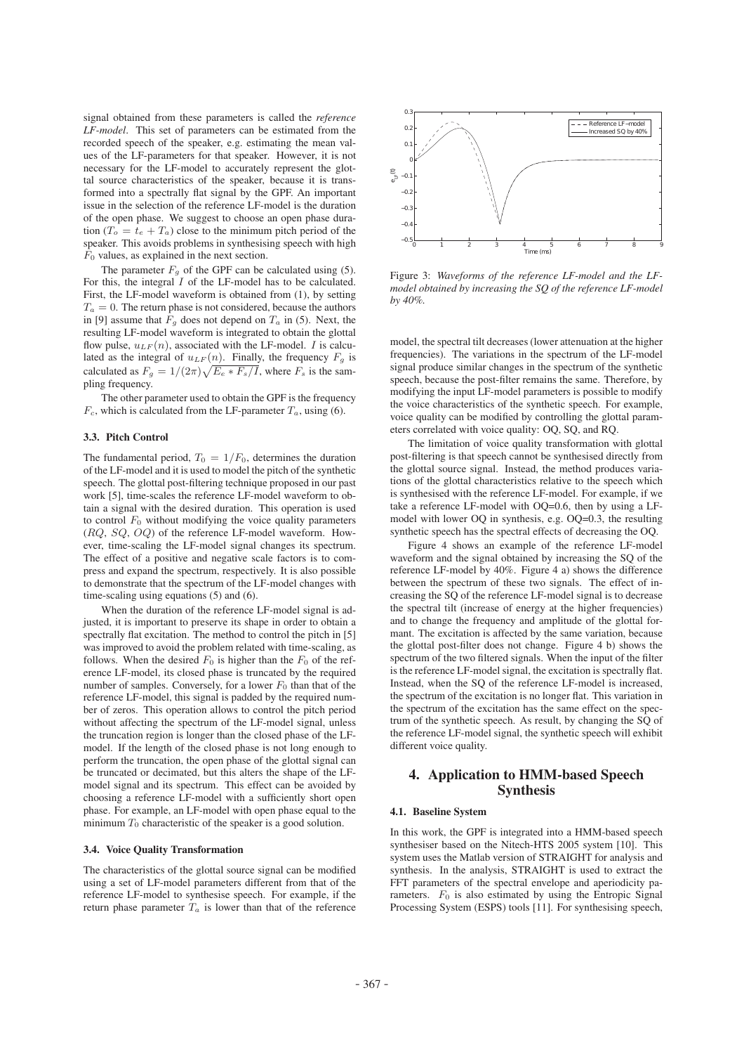signal obtained from these parameters is called the *reference LF-model*. This set of parameters can be estimated from the recorded speech of the speaker, e.g. estimating the mean values of the LF-parameters for that speaker. However, it is not necessary for the LF-model to accurately represent the glottal source characteristics of the speaker, because it is transformed into a spectrally flat signal by the GPF. An important issue in the selection of the reference LF-model is the duration of the open phase. We suggest to choose an open phase duration ($T_o = t_e + T_a$) close to the minimum pitch period of the speaker. This avoids problems in synthesising speech with high $F_0$ values, as explained in the next section.

The parameter $F_g$ of the GPF can be calculated using (5). For this, the integral $I$ of the LF-model has to be calculated. First, the LF-model waveform is obtained from (1), by setting $T_a = 0$. The return phase is not considered, because the authors in [9] assume that $F_g$ does not depend on $T_a$ in (5). Next, the resulting LF-model waveform is integrated to obtain the glottal flow pulse, $u_{LF}(n)$, associated with the LF-model. $I$ is calculated as the integral of $u_{LF}(n)$. Finally, the frequency $F_g$ is calculated as $F_g = 1/(2\pi)\sqrt{E_e * F_s/I}$, where $F_s$ is the sampling frequency.

The other parameter used to obtain the GPF is the frequency $F_c$, which is calculated from the LF-parameter $T_a$, using (6).

### 3.3. Pitch Control

The fundamental period, $T_0 = 1/F_0$, determines the duration of the LF-model and it is used to model the pitch of the synthetic speech. The glottal post-filtering technique proposed in our past work [5], time-scales the reference LF-model waveform to obtain a signal with the desired duration. This operation is used to control $F_0$ without modifying the voice quality parameters ($RQ$, $SQ$, $OQ$) of the reference LF-model waveform. However, time-scaling the LF-model signal changes its spectrum. The effect of a positive and negative scale factors is to compress and expand the spectrum, respectively. It is also possible to demonstrate that the spectrum of the LF-model changes with time-scaling using equations (5) and (6).

When the duration of the reference LF-model signal is adjusted, it is important to preserve its shape in order to obtain a spectrally flat excitation. The method to control the pitch in [5] was improved to avoid the problem related with time-scaling, as follows. When the desired $F_0$ is higher than the $F_0$ of the reference LF-model, its closed phase is truncated by the required number of samples. Conversely, for a lower $F_0$ than that of the reference LF-model, this signal is padded by the required number of zeros. This operation allows to control the pitch period without affecting the spectrum of the LF-model signal, unless the truncation region is longer than the closed phase of the LF-model. If the length of the closed phase is not long enough to perform the truncation, the open phase of the glottal signal can be truncated or decimated, but this alters the shape of the LF-model signal and its spectrum. This effect can be avoided by choosing a reference LF-model with a sufficiently short open phase. For example, an LF-model with open phase equal to the minimum $T_0$ characteristic of the speaker is a good solution.

### 3.4. Voice Quality Transformation

The characteristics of the glottal source signal can be modified using a set of LF-model parameters different from that of the reference LF-model to synthesise speech. For example, if the return phase parameter $T_a$ is lower than that of the reference model, the spectral tilt decreases (lower attenuation at the higher frequencies). The variations in the spectrum of the LF-model signal produce similar changes in the spectrum of the synthetic speech, because the post-filter remains the same. Therefore, by modifying the input LF-model parameters is possible to modify the voice characteristics of the synthetic speech. For example, voice quality can be modified by controlling the glottal parameters correlated with voice quality: OQ, SQ, and RQ.

Figure 3: *Waveforms of the reference LF-model and the LF-model obtained by increasing the SQ of the reference LF-model by 40%.*

The limitation of voice quality transformation with glottal post-filtering is that speech cannot be synthesised directly from the glottal source signal. Instead, the method produces variations of the glottal characteristics relative to the speech which is synthesised with the reference LF-model. For example, if we take a reference LF-model with OQ=0.6, then by using a LF-model with lower OQ in synthesis, e.g. OQ=0.3, the resulting synthetic speech has the spectral effects of decreasing the OQ.

Figure 4 shows an example of the reference LF-model waveform and the signal obtained by increasing the SQ of the reference LF-model by 40%. Figure 4 a) shows the difference between the spectrum of these two signals. The effect of increasing the SQ of the reference LF-model signal is to decrease the spectral tilt (increase of energy at the higher frequencies) and to change the frequency and amplitude of the glottal formant. The excitation is affected by the same variation, because the glottal post-filter does not change. Figure 4 b) shows the spectrum of the two filtered signals. When the input of the filter is the reference LF-model signal, the excitation is spectrally flat. Instead, when the SQ of the reference LF-model is increased, the spectrum of the excitation is no longer flat. This variation in the spectrum of the excitation has the same effect on the spectrum of the synthetic speech. As result, by changing the SQ of the reference LF-model signal, the synthetic speech will exhibit different voice quality.

## 4. Application to HMM-based Speech Synthesis

### 4.1. Baseline System

In this work, the GPF is integrated into a HMM-based speech synthesiser based on the Nitech-HTS 2005 system [10]. This system uses the Matlab version of STRAIGHT for analysis and synthesis. In the analysis, STRAIGHT is used to extract the FFT parameters of the spectral envelope and aperiodicity parameters. $F_0$ is also estimated by using the Entropic Signal Processing System (ESPS) tools [11]. For synthesising speech,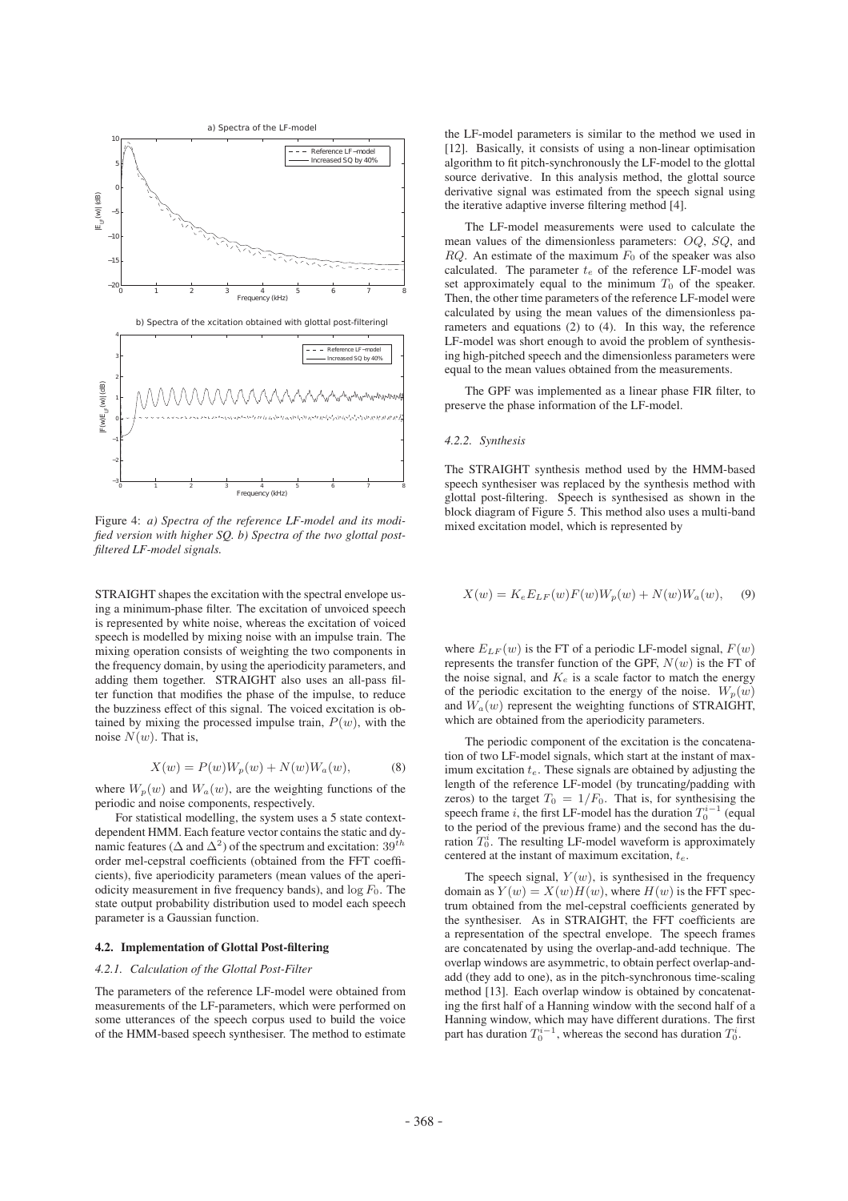Figure 4: *a) Spectra of the reference LF-model and its modified version with higher SQ. b) Spectra of the two glottal post-filtered LF-model signals.*

STRAIGHT shapes the excitation with the spectral envelope using a minimum-phase filter. The excitation of unvoiced speech is represented by white noise, whereas the excitation of voiced speech is modelled by mixing noise with an impulse train. The mixing operation consists of weighting the two components in the frequency domain, by using the aperiodicity parameters, and adding them together. STRAIGHT also uses an all-pass filter function that modifies the phase of the impulse, to reduce the buzziness effect of this signal. The voiced excitation is obtained by mixing the processed impulse train, $P(w)$, with the noise $N(w)$. That is,

$$X(w) = P(w)W_p(w) + N(w)W_a(w), \quad (8)$$

where $W_p(w)$ and $W_a(w)$, are the weighting functions of the periodic and noise components, respectively.

For statistical modelling, the system uses a 5 state context-dependent HMM. Each feature vector contains the static and dynamic features ($\Delta$ and $\Delta^2$) of the spectrum and excitation: $39^{th}$ order mel-cepstral coefficients (obtained from the FFT coefficients), five aperiodicity parameters (mean values of the aperiodicity measurement in five frequency bands), and $\log F_0$. The state output probability distribution used to model each speech parameter is a Gaussian function.

### 4.2. Implementation of Glottal Post-filtering

#### *4.2.1. Calculation of the Glottal Post-Filter*

The parameters of the reference LF-model were obtained from measurements of the LF-parameters, which were performed on some utterances of the speech corpus used to build the voice of the HMM-based speech synthesiser. The method to estimate the LF-model parameters is similar to the method we used in [12]. Basically, it consists of using a non-linear optimisation algorithm to fit pitch-synchronously the LF-model to the glottal source derivative. In this analysis method, the glottal source derivative signal was estimated from the speech signal using the iterative adaptive inverse filtering method [4].

The LF-model measurements were used to calculate the mean values of the dimensionless parameters: $OQ$, $SQ$, and $RQ$. An estimate of the maximum $F_0$ of the speaker was also calculated. The parameter $t_e$ of the reference LF-model was set approximately equal to the minimum $T_0$ of the speaker. Then, the other time parameters of the reference LF-model were calculated by using the mean values of the dimensionless parameters and equations (2) to (4). In this way, the reference LF-model was short enough to avoid the problem of synthesising high-pitched speech and the dimensionless parameters were equal to the mean values obtained from the measurements.

The GPF was implemented as a linear phase FIR filter, to preserve the phase information of the LF-model.

#### *4.2.2. Synthesis*

The STRAIGHT synthesis method used by the HMM-based speech synthesiser was replaced by the synthesis method with glottal post-filtering. Speech is synthesised as shown in the block diagram of Figure 5. This method also uses a multi-band mixed excitation model, which is represented by

$$X(w) = K_e E_{LF}(w)F(w)W_p(w) + N(w)W_a(w), \quad (9)$$

where $E_{LF}(w)$ is the FT of a periodic LF-model signal, $F(w)$ represents the transfer function of the GPF, $N(w)$ is the FT of the noise signal, and $K_e$ is a scale factor to match the energy of the periodic excitation to the energy of the noise. $W_p(w)$ and $W_a(w)$ represent the weighting functions of STRAIGHT, which are obtained from the aperiodicity parameters.

The periodic component of the excitation is the concatenation of two LF-model signals, which start at the instant of maximum excitation $t_e$. These signals are obtained by adjusting the length of the reference LF-model (by truncating/padding with zeros) to the target $T_0 = 1/F_0$. That is, for synthesising the speech frame $i$, the first LF-model has the duration $T_0^{i-1}$ (equal to the period of the previous frame) and the second has the duration $T_0^i$. The resulting LF-model waveform is approximately centered at the instant of maximum excitation, $t_e$.

The speech signal, $Y(w)$, is synthesised in the frequency domain as $Y(w) = X(w)H(w)$, where $H(w)$ is the FFT spectrum obtained from the mel-cepstral coefficients generated by the synthesiser. As in STRAIGHT, the FFT coefficients are a representation of the spectral envelope. The speech frames are concatenated by using the overlap-and-add technique. The overlap windows are asymmetric, to obtain perfect overlap-and-add (they add to one), as in the pitch-synchronous time-scaling method [13]. Each overlap window is obtained by concatenating the first half of a Hanning window with the second half of a Hanning window, which may have different durations. The first part has duration $T_0^{i-1}$, whereas the second has duration $T_0^i$.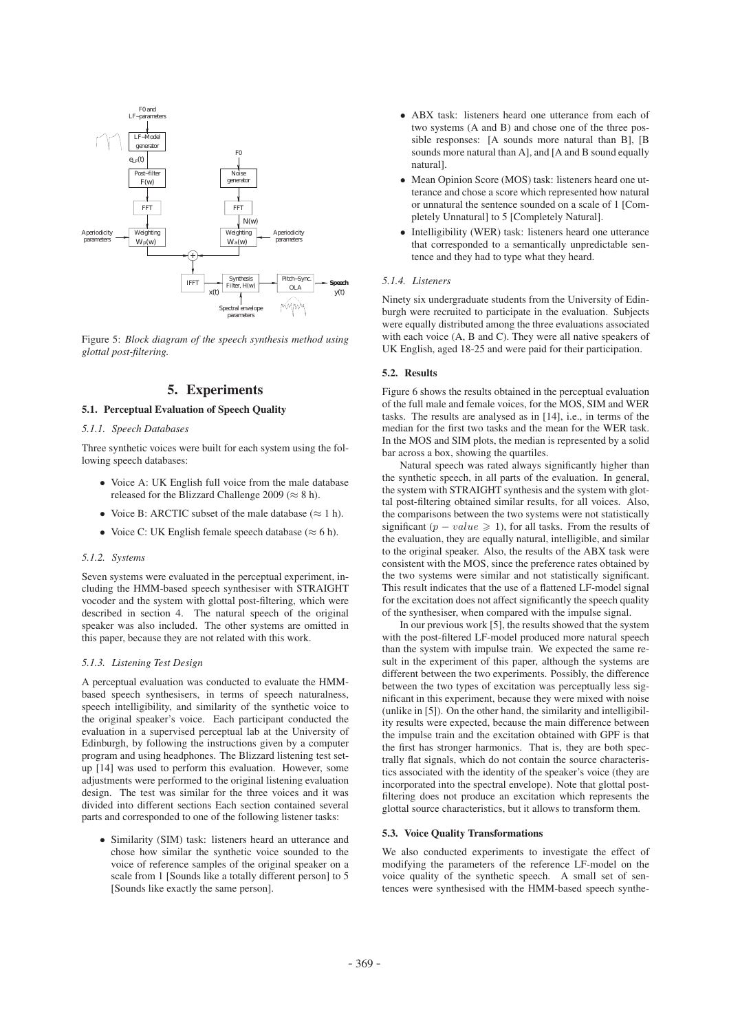Figure 5: *Block diagram of the speech synthesis method using glottal post-filtering.*

## 5. Experiments

### 5.1. Perceptual Evaluation of Speech Quality

#### *5.1.1. Speech Databases*

Three synthetic voices were built for each system using the following speech databases:

- Voice A: UK English full voice from the male database released for the Blizzard Challenge 2009 ($\approx$ 8 h).
- Voice B: ARCTIC subset of the male database ($\approx$ 1 h).
- Voice C: UK English female speech database ($\approx$ 6 h).

#### *5.1.2. Systems*

Seven systems were evaluated in the perceptual experiment, including the HMM-based speech synthesiser with STRAIGHT vocoder and the system with glottal post-filtering, which were described in section 4. The natural speech of the original speaker was also included. The other systems are omitted in this paper, because they are not related with this work.

#### *5.1.3. Listening Test Design*

A perceptual evaluation was conducted to evaluate the HMM-based speech synthesisers, in terms of speech naturalness, speech intelligibility, and similarity of the synthetic voice to the original speaker's voice. Each participant conducted the evaluation in a supervised perceptual lab at the University of Edinburgh, by following the instructions given by a computer program and using headphones. The Blizzard listening test setup [14] was used to perform this evaluation. However, some adjustments were performed to the original listening evaluation design. The test was similar for the three voices and it was divided into different sections Each section contained several parts and corresponded to one of the following listener tasks:

- Similarity (SIM) task: listeners heard an utterance and chose how similar the synthetic voice sounded to the voice of reference samples of the original speaker on a scale from 1 [Sounds like a totally different person] to 5 [Sounds like exactly the same person].
- ABX task: listeners heard one utterance from each of two systems (A and B) and chose one of the three possible responses: [A sounds more natural than B], [B sounds more natural than A], and [A and B sound equally natural].
- Mean Opinion Score (MOS) task: listeners heard one utterance and chose a score which represented how natural or unnatural the sentence sounded on a scale of 1 [Completely Unnatural] to 5 [Completely Natural].
- Intelligibility (WER) task: listeners heard one utterance that corresponded to a semantically unpredictable sentence and they had to type what they heard.

#### *5.1.4. Listeners*

Ninety six undergraduate students from the University of Edinburgh were recruited to participate in the evaluation. Subjects were equally distributed among the three evaluations associated with each voice (A, B and C). They were all native speakers of UK English, aged 18-25 and were paid for their participation.

### 5.2. Results

Figure 6 shows the results obtained in the perceptual evaluation of the full male and female voices, for the MOS, SIM and WER tasks. The results are analysed as in [14], i.e., in terms of the median for the first two tasks and the mean for the WER task. In the MOS and SIM plots, the median is represented by a solid bar across a box, showing the quartiles.

Natural speech was rated always significantly higher than the synthetic speech, in all parts of the evaluation. In general, the system with STRAIGHT synthesis and the system with glottal post-filtering obtained similar results, for all voices. Also, the comparisons between the two systems were not statistically significant ($p - value \geqslant 1$), for all tasks. From the results of the evaluation, they are equally natural, intelligible, and similar to the original speaker. Also, the results of the ABX task were consistent with the MOS, since the preference rates obtained by the two systems were similar and not statistically significant. This result indicates that the use of a flattened LF-model signal for the excitation does not affect significantly the speech quality of the synthesiser, when compared with the impulse signal.

In our previous work [5], the results showed that the system with the post-filtered LF-model produced more natural speech than the system with impulse train. We expected the same result in the experiment of this paper, although the systems are different between the two experiments. Possibly, the difference between the two types of excitation was perceptually less significant in this experiment, because they were mixed with noise (unlike in [5]). On the other hand, the similarity and intelligibility results were expected, because the main difference between the impulse train and the excitation obtained with GPF is that the first has stronger harmonics. That is, they are both spectrally flat signals, which do not contain the source characteristics associated with the identity of the speaker's voice (they are incorporated into the spectral envelope). Note that glottal post-filtering does not produce an excitation which represents the glottal source characteristics, but it allows to transform them.

### 5.3. Voice Quality Transformations

We also conducted experiments to investigate the effect of modifying the parameters of the reference LF-model on the voice quality of the synthetic speech. A small set of sentences were synthesised with the HMM-based speech synthe-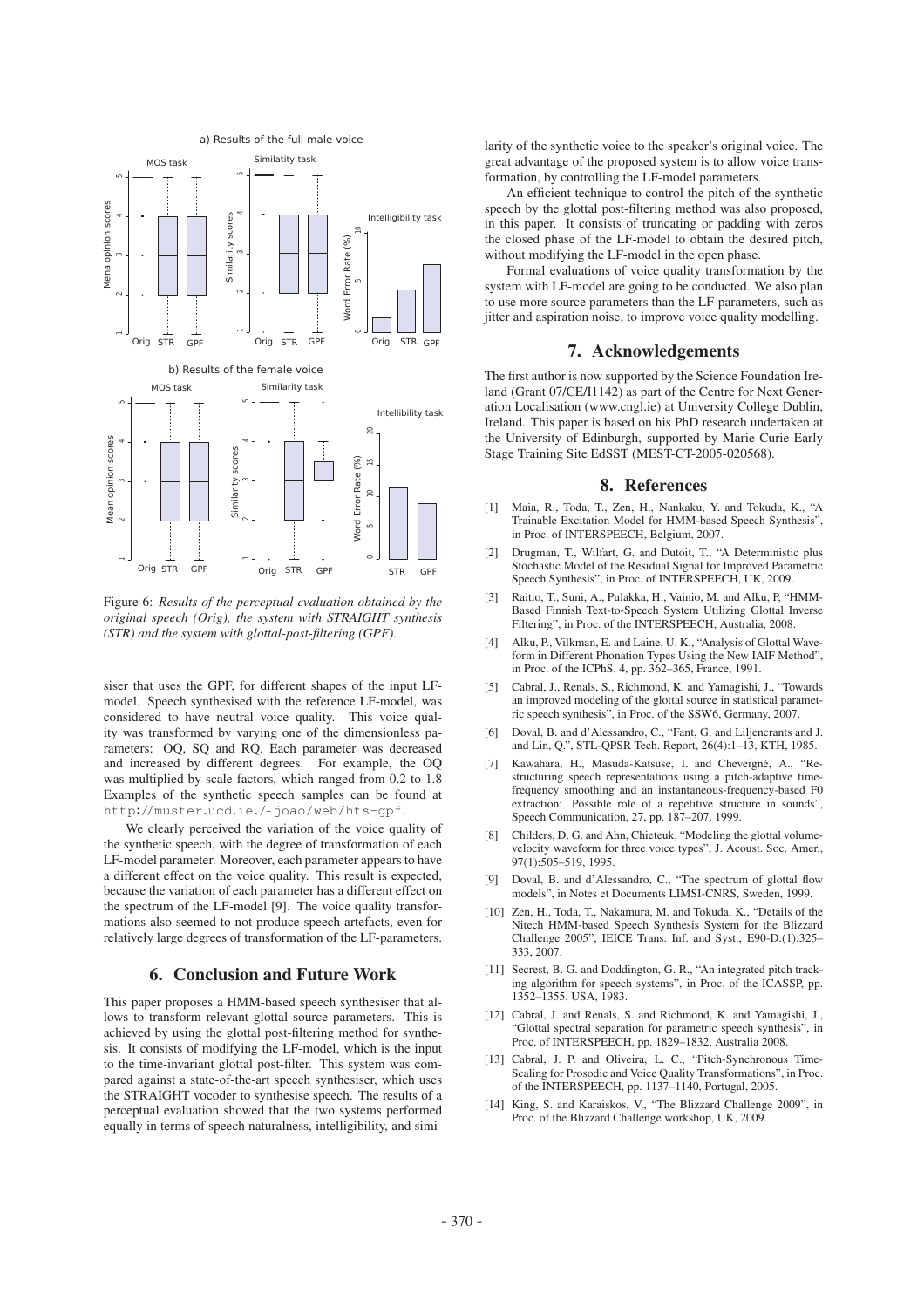a) Results of the full male voice

MOS task

Mena opinion scores

1 2 3 4 5

Orig STR GPF

Similatity task

Similarity scores

1 2 3 4 5

Orig STR GPF

Intelligibility task

Word Error Rate (%)

0 5 10

Orig STR GPF

b) Results of the female voice

MOS task

Mean opinion scores

1 2 3 4 5

Orig STR GPF

Similarity task

Similarity scores

1 2 3 4 5

Orig STR GPF

Intellibility task

Word Error Rate (%)

0 5 10 15 20

STR GPF

Figure 6: *Results of the perceptual evaluation obtained by the original speech (Orig), the system with STRAIGHT synthesis (STR) and the system with glottal-post-filtering (GPF).*

siser that uses the GPF, for different shapes of the input LF-model. Speech synthesised with the reference LF-model, was considered to have neutral voice quality. This voice quality was transformed by varying one of the dimensionless parameters: OQ, SQ and RQ. Each parameter was decreased and increased by different degrees. For example, the OQ was multiplied by scale factors, which ranged from 0.2 to 1.8 Examples of the synthetic speech samples can be found at `http://muster.ucd.ie./~joao/web/hts-gpf`.

We clearly perceived the variation of the voice quality of the synthetic speech, with the degree of transformation of each LF-model parameter. Moreover, each parameter appears to have a different effect on the voice quality. This result is expected, because the variation of each parameter has a different effect on the spectrum of the LF-model [9]. The voice quality transformations also seemed to not produce speech artefacts, even for relatively large degrees of transformation of the LF-parameters.

## 6. Conclusion and Future Work

This paper proposes a HMM-based speech synthesiser that allows to transform relevant glottal source parameters. This is achieved by using the glottal post-filtering method for synthesis. It consists of modifying the LF-model, which is the input to the time-invariant glottal post-filter. This system was compared against a state-of-the-art speech synthesiser, which uses the STRAIGHT vocoder to synthesise speech. The results of a perceptual evaluation showed that the two systems performed equally in terms of speech naturalness, intelligibility, and similarity of the synthetic voice to the speaker's original voice. The great advantage of the proposed system is to allow voice transformation, by controlling the LF-model parameters.

An efficient technique to control the pitch of the synthetic speech by the glottal post-filtering method was also proposed, in this paper. It consists of truncating or padding with zeros the closed phase of the LF-model to obtain the desired pitch, without modifying the LF-model in the open phase.

Formal evaluations of voice quality transformation by the system with LF-model are going to be conducted. We also plan to use more source parameters than the LF-parameters, such as jitter and aspiration noise, to improve voice quality modelling.

## 7. Acknowledgements

The first author is now supported by the Science Foundation Ireland (Grant 07/CE/I1142) as part of the Centre for Next Generation Localisation (www.cngl.ie) at University College Dublin, Ireland. This paper is based on his PhD research undertaken at the University of Edinburgh, supported by Marie Curie Early Stage Training Site EdSST (MEST-CT-2005-020568).

## 8. References

[1] Maia, R., Toda, T., Zen, H., Nankaku, Y. and Tokuda, K., "A Trainable Excitation Model for HMM-based Speech Synthesis", in Proc. of INTERSPEECH, Belgium, 2007.

[2] Drugman, T., Wilfart, G. and Dutoit, T., "A Deterministic plus Stochastic Model of the Residual Signal for Improved Parametric Speech Synthesis", in Proc. of INTERSPEECH, UK, 2009.

[3] Raitio, T., Suni, A., Pulakka, H., Vainio, M. and Alku, P, "HMM-Based Finnish Text-to-Speech System Utilizing Glottal Inverse Filtering", in Proc. of the INTERSPEECH, Australia, 2008.

[4] Alku, P., Vilkman, E. and Laine, U. K., "Analysis of Glottal Waveform in Different Phonation Types Using the New IAIF Method", in Proc. of the ICPhS, 4, pp. 362–365, France, 1991.

[5] Cabral, J., Renals, S., Richmond, K. and Yamagishi, J., "Towards an improved modeling of the glottal source in statistical parametric speech synthesis", in Proc. of the SSW6, Germany, 2007.

[6] Doval, B. and d'Alessandro, C., "Fant, G. and Liljencrants and J. and Lin, Q.", STL-QPSR Tech. Report, 26(4):1–13, KTH, 1985.

[7] Kawahara, H., Masuda-Katsuse, I. and Cheveigné, A., "Restructuring speech representations using a pitch-adaptive time-frequency smoothing and an instantaneous-frequency-based F0 extraction: Possible role of a repetitive structure in sounds", Speech Communication, 27, pp. 187–207, 1999.

[8] Childers, D. G. and Ahn, Chieteuk, "Modeling the glottal volume-velocity waveform for three voice types", J. Acoust. Soc. Amer., 97(1):505–519, 1995.

[9] Doval, B. and d'Alessandro, C., "The spectrum of glottal flow models", in Notes et Documents LIMSI-CNRS, Sweden, 1999.

[10] Zen, H., Toda, T., Nakamura, M. and Tokuda, K., "Details of the Nitech HMM-based Speech Synthesis System for the Blizzard Challenge 2005", IEICE Trans. Inf. and Syst., E90-D:(1):325–333, 2007.

[11] Secrest, B. G. and Doddington, G. R., "An integrated pitch tracking algorithm for speech systems", in Proc. of the ICASSP, pp. 1352–1355, USA, 1983.

[12] Cabral, J. and Renals, S. and Richmond, K. and Yamagishi, J., "Glottal spectral separation for parametric speech synthesis", in Proc. of INTERSPEECH, pp. 1829–1832, Australia 2008.

[13] Cabral, J. P. and Oliveira, L. C., "Pitch-Synchronous Time-Scaling for Prosodic and Voice Quality Transformations", in Proc. of the INTERSPEECH, pp. 1137–1140, Portugal, 2005.

[14] King, S. and Karaiskos, V., "The Blizzard Challenge 2009", in Proc. of the Blizzard Challenge workshop, UK, 2009.